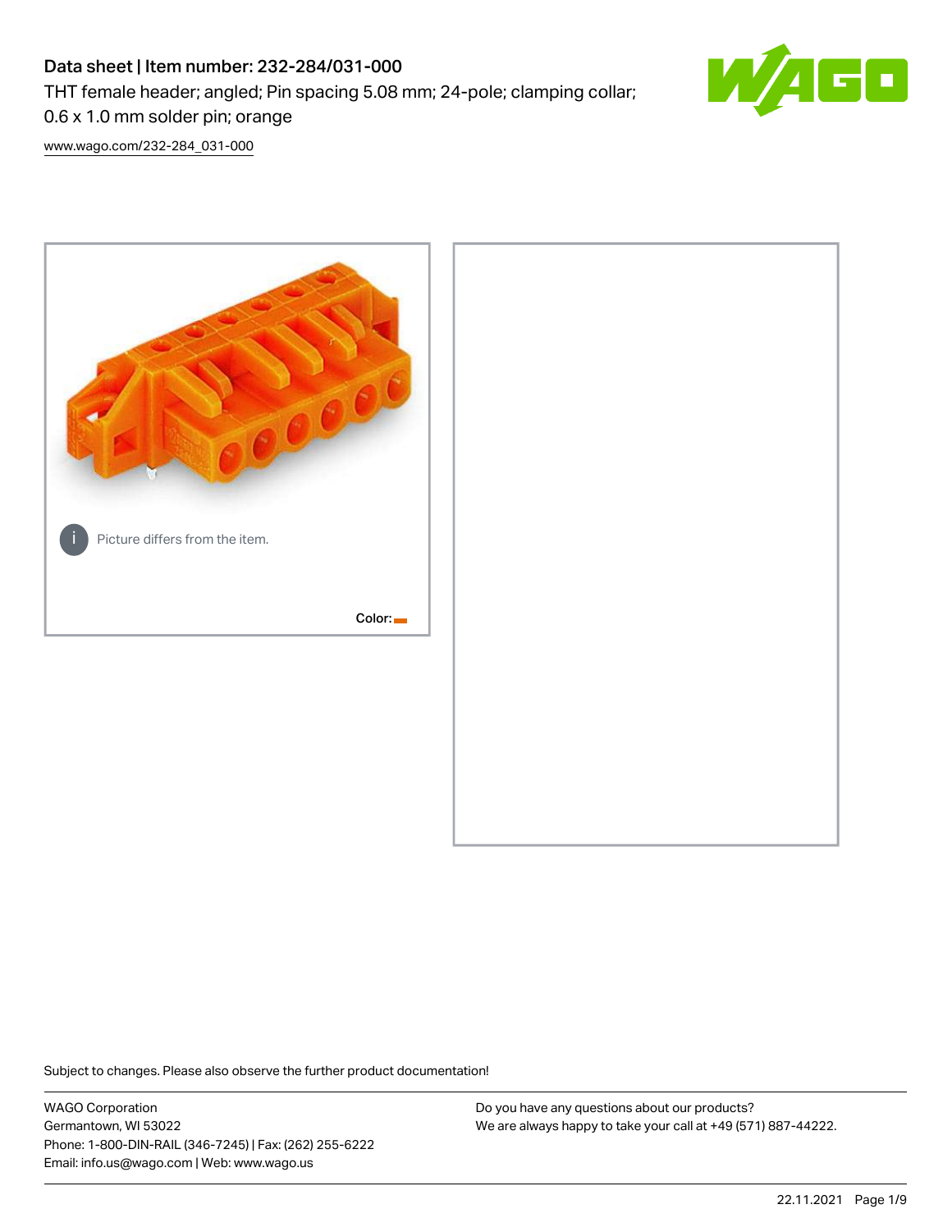# Data sheet | Item number: 232-284/031-000

THT female header; angled; Pin spacing 5.08 mm; 24-pole; clamping collar; 0.6 x 1.0 mm solder pin; orange

www.wago.com/232-284_031-000

Picture differs from the item.

Color:

Subject to changes. Please also observe the further product documentation!

WAGO Corporation
Germantown, WI 53022
Phone: 1-800-DIN-RAIL (346-7245) | Fax: (262) 255-6222
Email: info.us@wago.com | Web: www.wago.us

Do you have any questions about our products?
We are always happy to take your call at +49 (571) 887-44222.

22.11.2021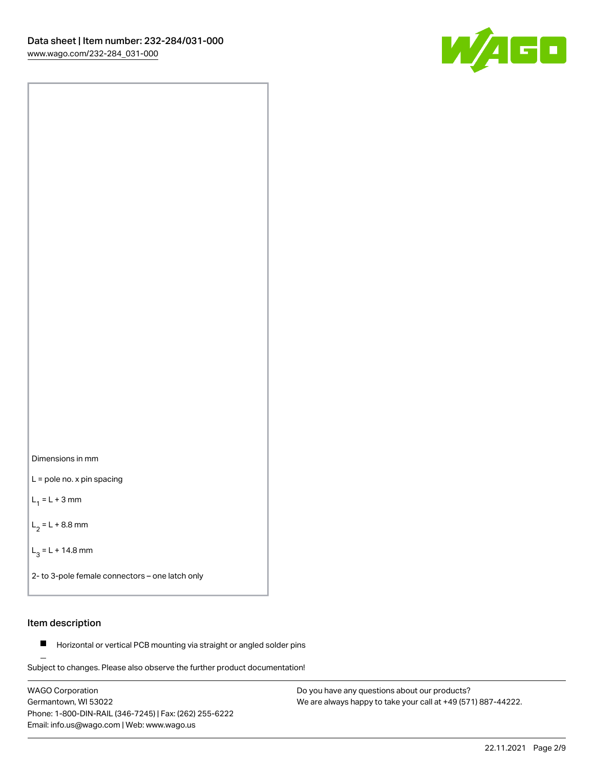Dimensions in mm

L = pole no. x pin spacing

$L_1$ = L + 3 mm

$L_2$ = L + 8.8 mm

$L_3$ = L + 14.8 mm

2- to 3-pole female connectors – one latch only

## Item description

- Horizontal or vertical PCB mounting via straight or angled solder pins

Subject to changes. Please also observe the further product documentation!

WAGO Corporation
Germantown, WI 53022
Phone: 1-800-DIN-RAIL (346-7245) | Fax: (262) 255-6222
Email: info.us@wago.com | Web: www.wago.us

Do you have any questions about our products?
We are always happy to take your call at +49 (571) 887-44222.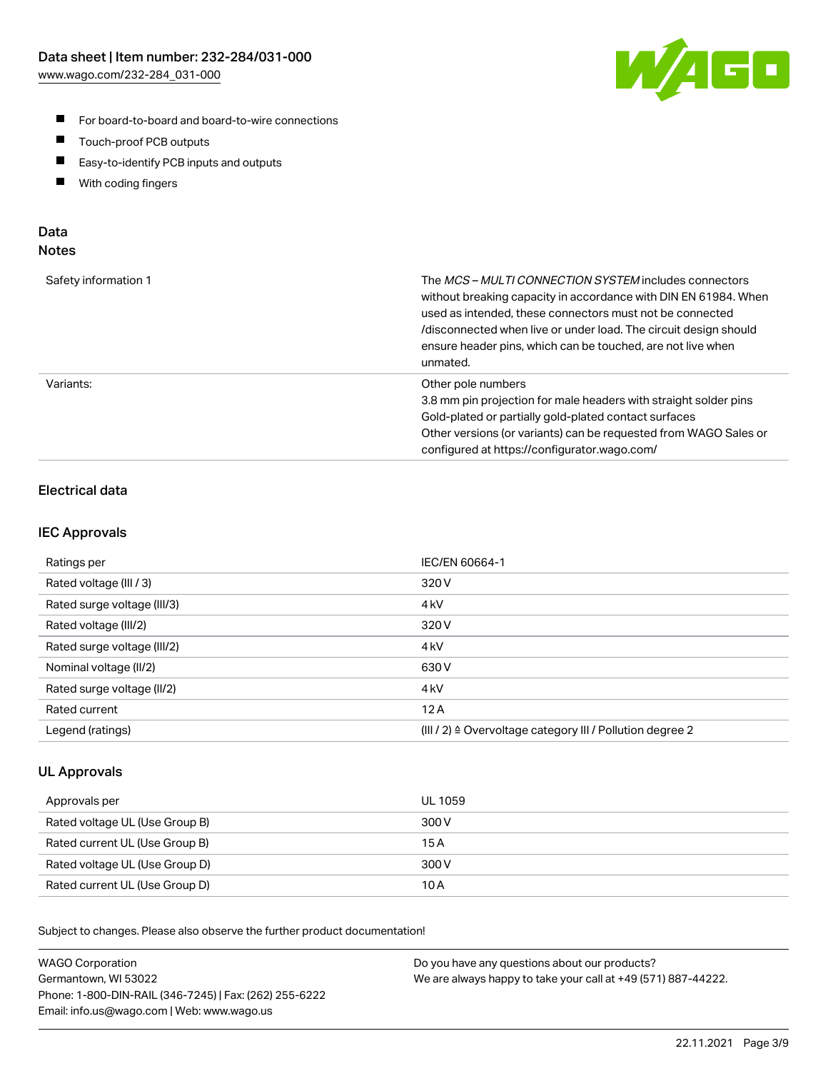- For board-to-board and board-to-wire connections
- Touch-proof PCB outputs
- Easy-to-identify PCB inputs and outputs
- With coding fingers

## Data

### Notes

| | |
|---|---|
| Safety information 1 | The *MCS – MULTI CONNECTION SYSTEM* includes connectors without breaking capacity in accordance with DIN EN 61984. When used as intended, these connectors must not be connected /disconnected when live or under load. The circuit design should ensure header pins, which can be touched, are not live when unmated. |
| Variants: | Other pole numbers<br>3.8 mm pin projection for male headers with straight solder pins<br>Gold-plated or partially gold-plated contact surfaces<br>Other versions (or variants) can be requested from WAGO Sales or configured at https://configurator.wago.com/ |

### Electrical data

### IEC Approvals

| | |
|---|---|
| Ratings per | IEC/EN 60664-1 |
| Rated voltage (III / 3) | 320 V |
| Rated surge voltage (III/3) | 4 kV |
| Rated voltage (III/2) | 320 V |
| Rated surge voltage (III/2) | 4 kV |
| Nominal voltage (II/2) | 630 V |
| Rated surge voltage (II/2) | 4 kV |
| Rated current | 12 A |
| Legend (ratings) | (III / 2) ≙ Overvoltage category III / Pollution degree 2 |

### UL Approvals

| | |
|---|---|
| Approvals per | UL 1059 |
| Rated voltage UL (Use Group B) | 300 V |
| Rated current UL (Use Group B) | 15 A |
| Rated voltage UL (Use Group D) | 300 V |
| Rated current UL (Use Group D) | 10 A |

Subject to changes. Please also observe the further product documentation!

WAGO Corporation
Germantown, WI 53022
Phone: 1-800-DIN-RAIL (346-7245) | Fax: (262) 255-6222
Email: info.us@wago.com | Web: www.wago.us

Do you have any questions about our products?
We are always happy to take your call at +49 (571) 887-44222.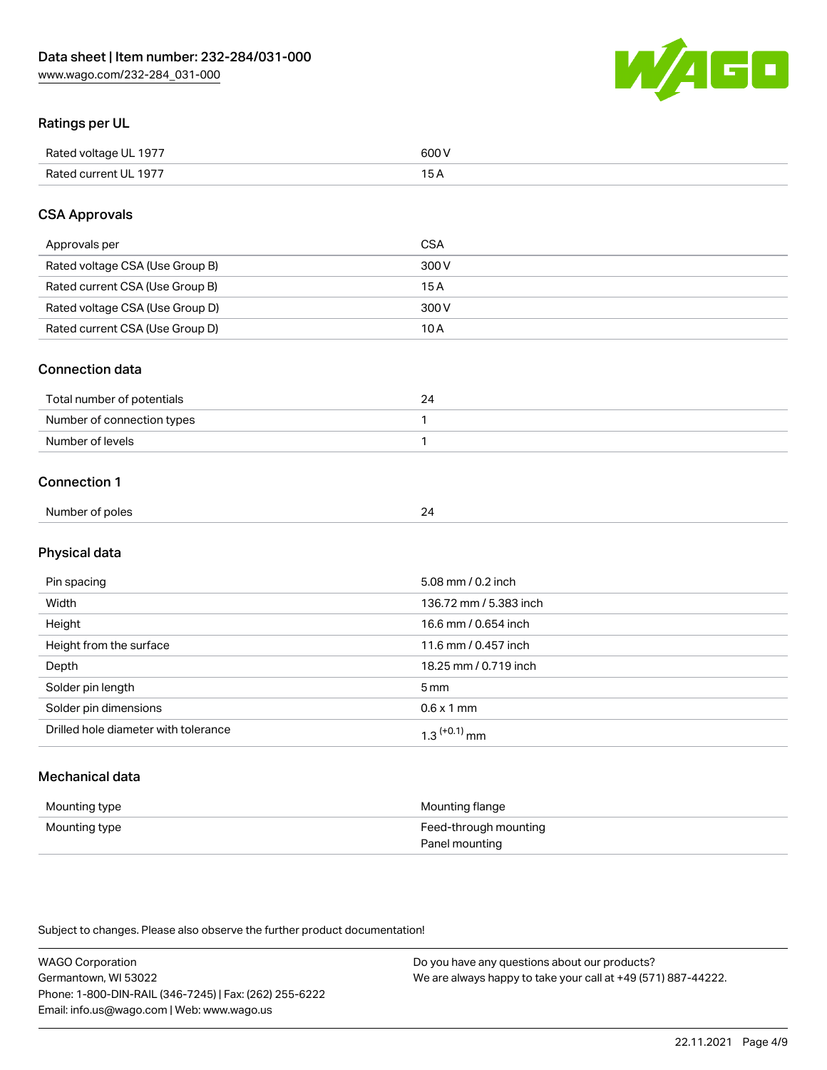## Ratings per UL

| | |
|---|---|
| Rated voltage UL 1977 | 600 V |
| Rated current UL 1977 | 15 A |

## CSA Approvals

| | |
|---|---|
| Approvals per | CSA |
| Rated voltage CSA (Use Group B) | 300 V |
| Rated current CSA (Use Group B) | 15 A |
| Rated voltage CSA (Use Group D) | 300 V |
| Rated current CSA (Use Group D) | 10 A |

## Connection data

| | |
|---|---|
| Total number of potentials | 24 |
| Number of connection types | 1 |
| Number of levels | 1 |

## Connection 1

| | |
|---|---|
| Number of poles | 24 |

## Physical data

| | |
|---|---|
| Pin spacing | 5.08 mm / 0.2 inch |
| Width | 136.72 mm / 5.383 inch |
| Height | 16.6 mm / 0.654 inch |
| Height from the surface | 11.6 mm / 0.457 inch |
| Depth | 18.25 mm / 0.719 inch |
| Solder pin length | 5 mm |
| Solder pin dimensions | 0.6 x 1 mm |
| Drilled hole diameter with tolerance | $1.3^{(+0.1)}$ mm |

## Mechanical data

| | |
|---|---|
| Mounting type | Mounting flange |
| Mounting type | Feed-through mounting<br>Panel mounting |

Subject to changes. Please also observe the further product documentation!

WAGO Corporation
Germantown, WI 53022
Phone: 1-800-DIN-RAIL (346-7245) | Fax: (262) 255-6222
Email: info.us@wago.com | Web: www.wago.us

Do you have any questions about our products?
We are always happy to take your call at +49 (571) 887-44222.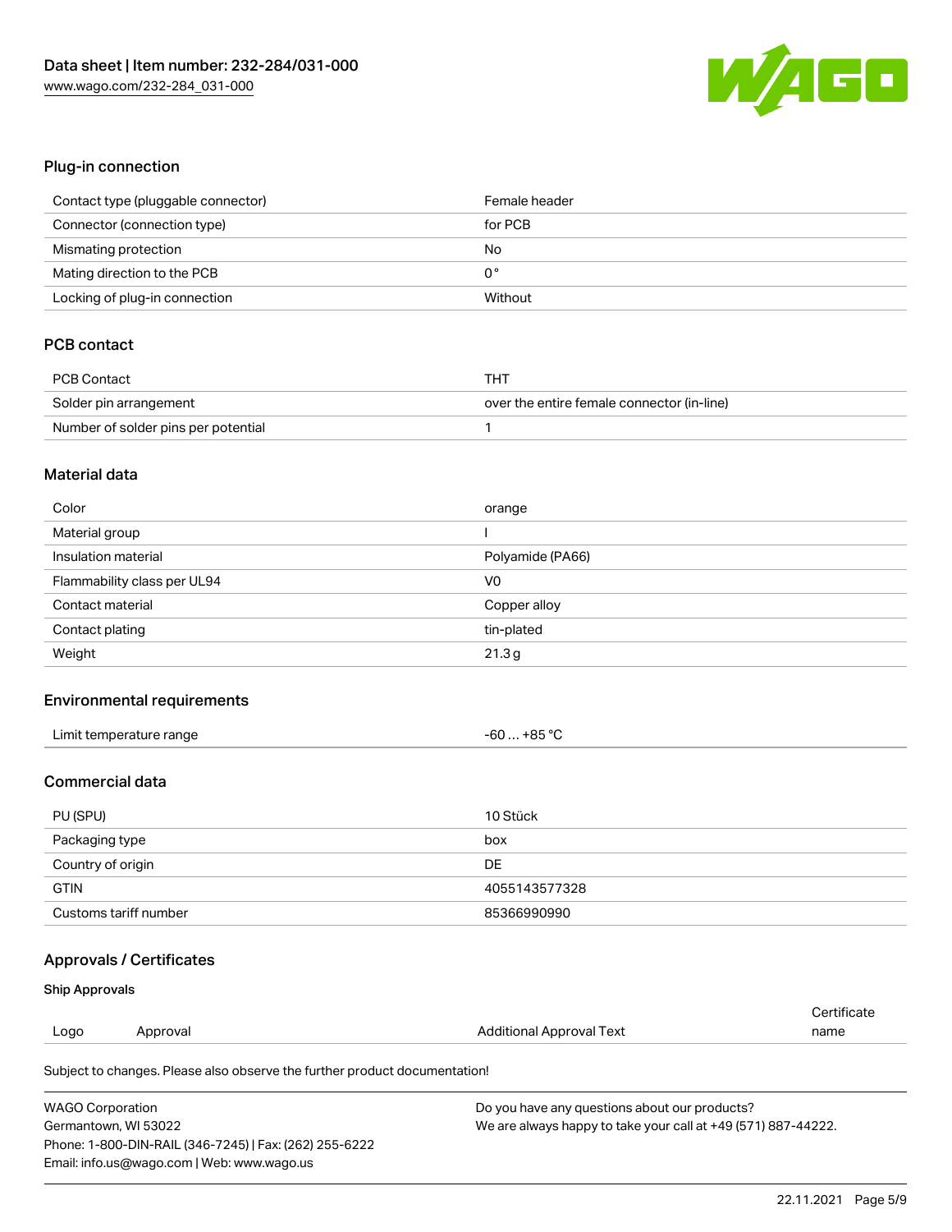## Plug-in connection

| | |
|---|---|
| Contact type (pluggable connector) | Female header |
| Connector (connection type) | for PCB |
| Mismating protection | No |
| Mating direction to the PCB | 0 ° |
| Locking of plug-in connection | Without |

## PCB contact

| | |
|---|---|
| PCB Contact | THT |
| Solder pin arrangement | over the entire female connector (in-line) |
| Number of solder pins per potential | 1 |

## Material data

| | |
|---|---|
| Color | orange |
| Material group | I |
| Insulation material | Polyamide (PA66) |
| Flammability class per UL94 | V0 |
| Contact material | Copper alloy |
| Contact plating | tin-plated |
| Weight | 21.3 g |

## Environmental requirements

| | |
|---|---|
| Limit temperature range | -60 … +85 °C |

## Commercial data

| | |
|---|---|
| PU (SPU) | 10 Stück |
| Packaging type | box |
| Country of origin | DE |
| GTIN | 4055143577328 |
| Customs tariff number | 85366990990 |

## Approvals / Certificates

### Ship Approvals

| Logo | Approval | Additional Approval Text | Certificate name |
|---|---|---|---|

Subject to changes. Please also observe the further product documentation!

WAGO Corporation
Germantown, WI 53022
Phone: 1-800-DIN-RAIL (346-7245) | Fax: (262) 255-6222
Email: info.us@wago.com | Web: www.wago.us

Do you have any questions about our products?
We are always happy to take your call at +49 (571) 887-44222.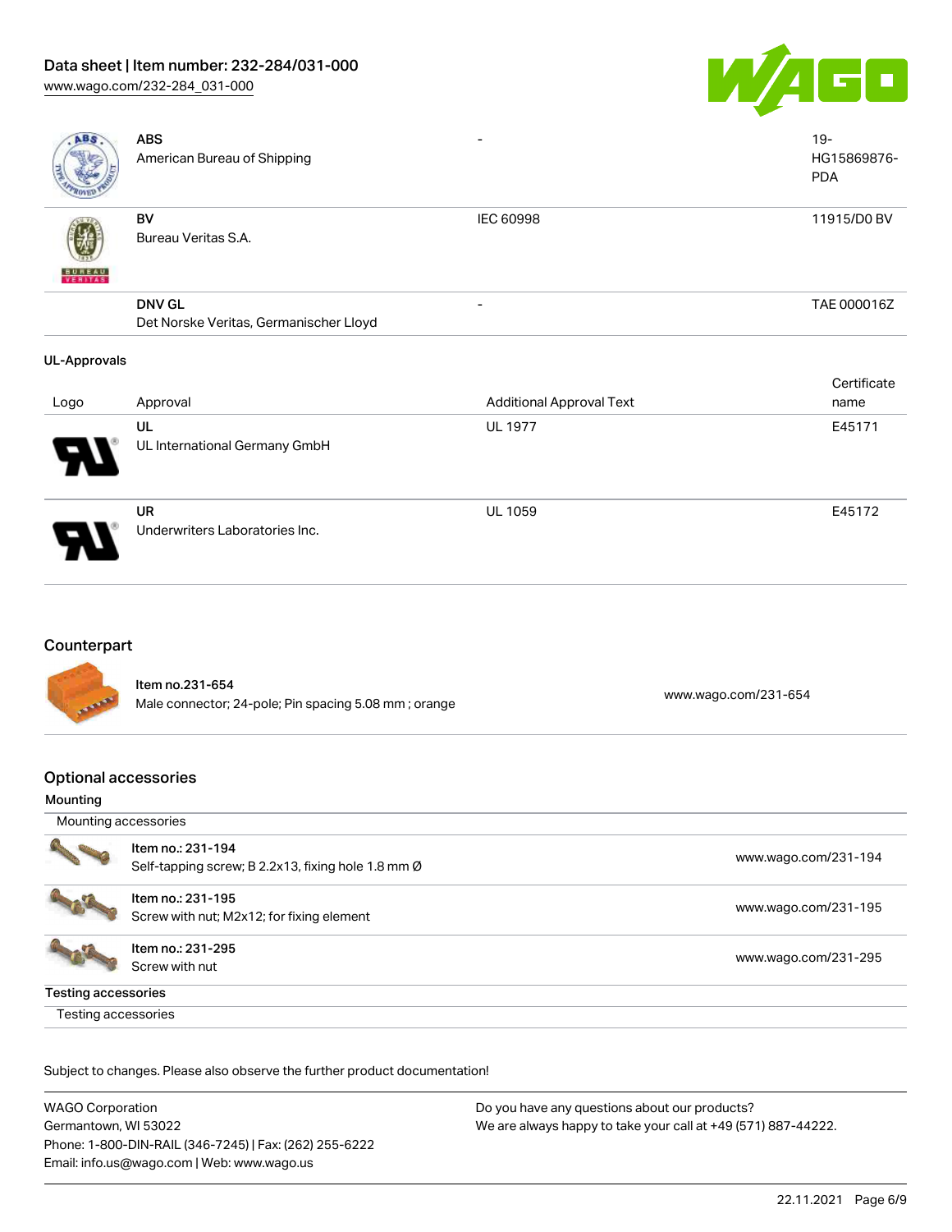| Logo | Approval | Additional Approval Text | Certificate name |
|---|---|---|---|
| | **ABS** American Bureau of Shipping | - | 19-HG15869876-PDA |
| | **BV** Bureau Veritas S.A. | IEC 60998 | 11915/D0 BV |
| | **DNV GL** Det Norske Veritas, Germanischer Lloyd | - | TAE 000016Z |

**UL-Approvals**

| Logo | Approval | Additional Approval Text | Certificate name |
|---|---|---|---|
| | **UL** UL International Germany GmbH | UL 1977 | E45171 |
| | **UR** Underwriters Laboratories Inc. | UL 1059 | E45172 |

## Counterpart

| | |
|---|---|
| Item no.231-654 Male connector; 24-pole; Pin spacing 5.08 mm ; orange | www.wago.com/231-654 |

## Optional accessories

### Mounting

Mounting accessories

| | |
|---|---|
| Item no.: 231-194 Self-tapping screw; B 2.2x13, fixing hole 1.8 mm Ø | www.wago.com/231-194 |
| Item no.: 231-195 Screw with nut; M2x12; for fixing element | www.wago.com/231-195 |
| Item no.: 231-295 Screw with nut | www.wago.com/231-295 |

### Testing accessories

Testing accessories

Subject to changes. Please also observe the further product documentation!

WAGO Corporation
Germantown, WI 53022
Phone: 1-800-DIN-RAIL (346-7245) | Fax: (262) 255-6222
Email: info.us@wago.com | Web: www.wago.us

Do you have any questions about our products?
We are always happy to take your call at +49 (571) 887-44222.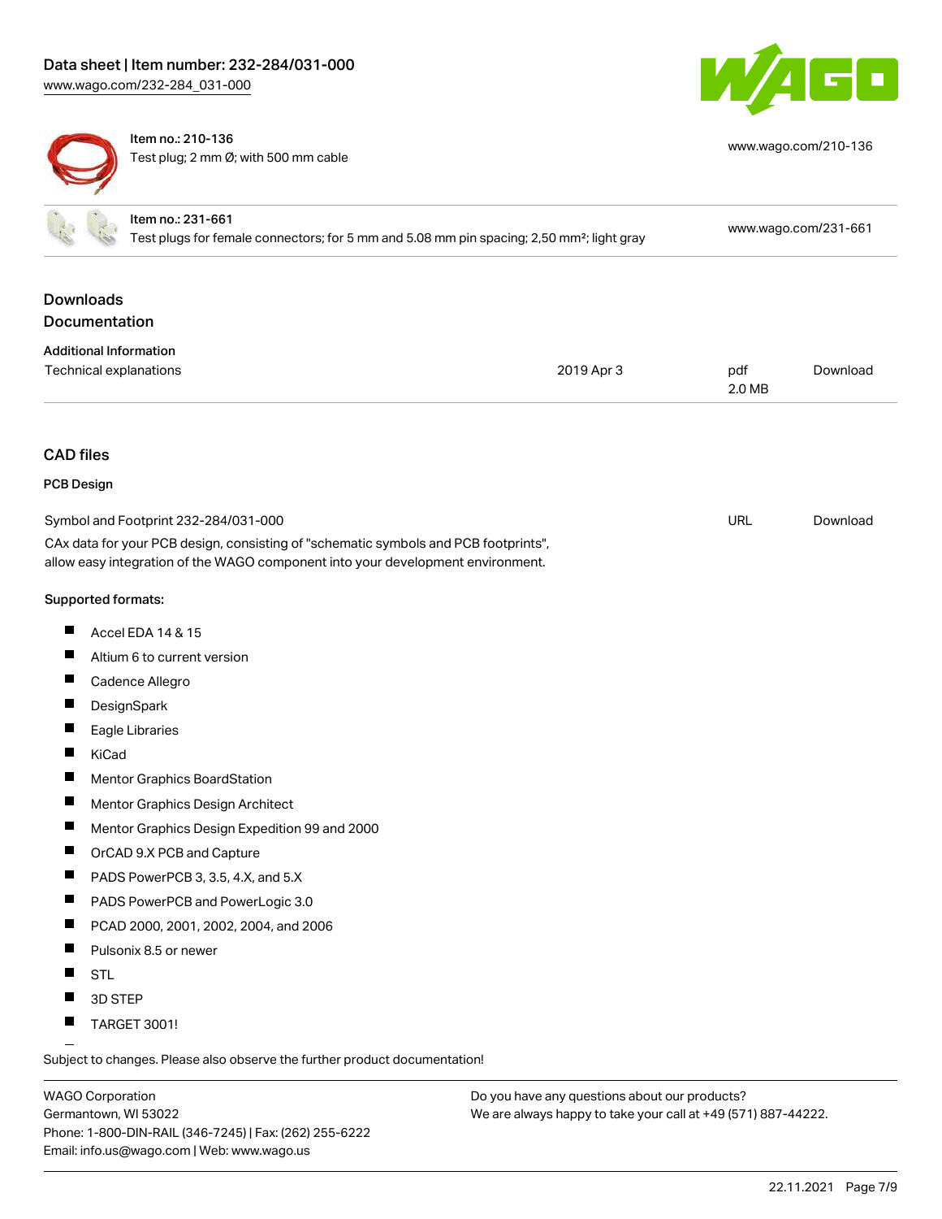| Item | Description | URL |
| --- | --- | --- |
| Item no.: 210-136 | Test plug; 2 mm Ø; with 500 mm cable | www.wago.com/210-136 |
| Item no.: 231-661 | Test plugs for female connectors; for 5 mm and 5.08 mm pin spacing; 2,50 mm²; light gray | www.wago.com/231-661 |

## Downloads

### Documentation

#### Additional Information

| Technical explanations | 2019 Apr 3 | pdf 2.0 MB | Download |
| --- | --- | --- | --- |

## CAD files

### PCB Design

| Symbol and Footprint 232-284/031-000 | URL | Download |
| --- | --- | --- |

CAx data for your PCB design, consisting of "schematic symbols and PCB footprints", allow easy integration of the WAGO component into your development environment.

**Supported formats:**

- Accel EDA 14 & 15
- Altium 6 to current version
- Cadence Allegro
- DesignSpark
- Eagle Libraries
- KiCad
- Mentor Graphics BoardStation
- Mentor Graphics Design Architect
- Mentor Graphics Design Expedition 99 and 2000
- OrCAD 9.X PCB and Capture
- PADS PowerPCB 3, 3.5, 4.X, and 5.X
- PADS PowerPCB and PowerLogic 3.0
- PCAD 2000, 2001, 2002, 2004, and 2006
- Pulsonix 8.5 or newer
- STL
- 3D STEP
- TARGET 3001!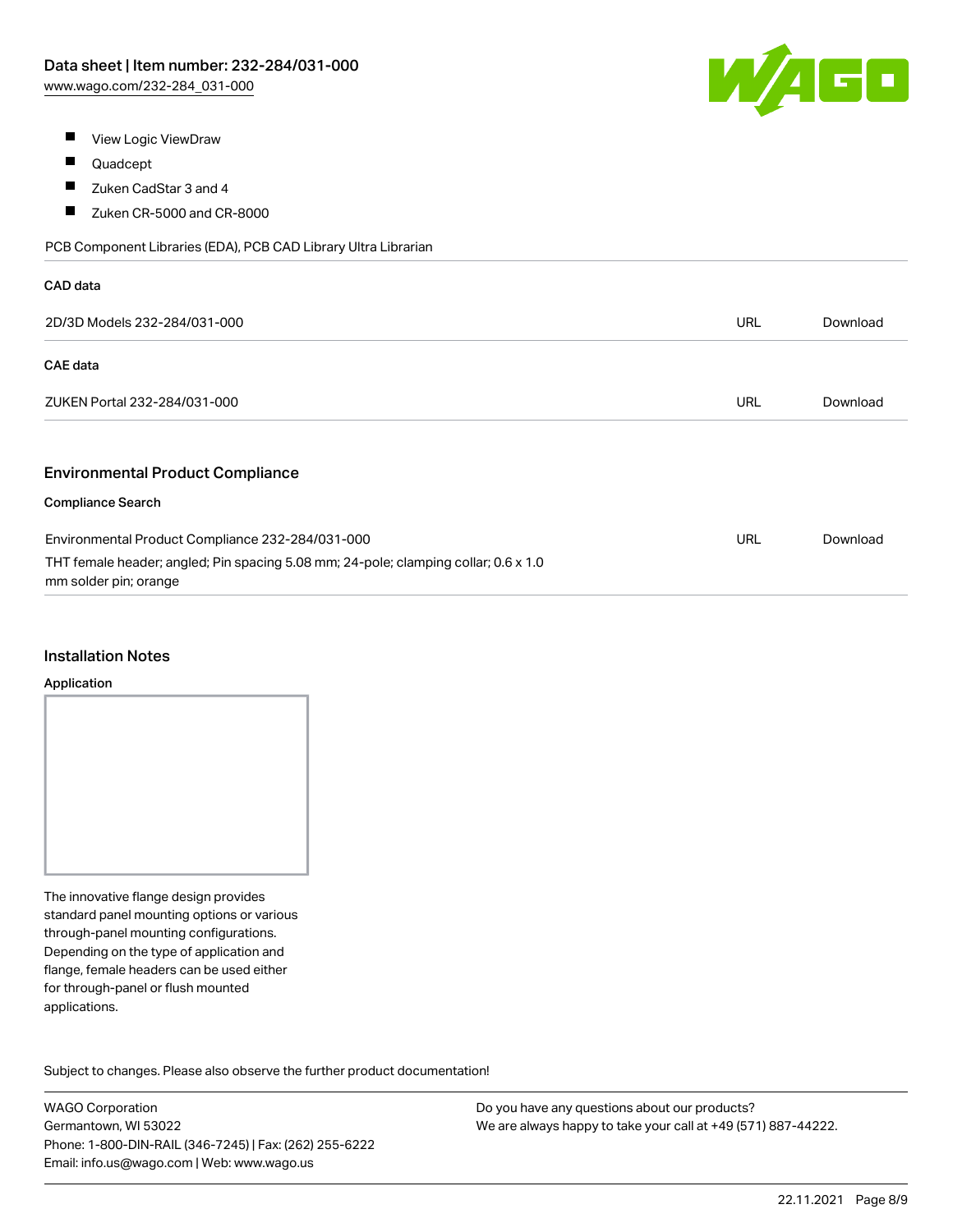- View Logic ViewDraw
- Quadcept
- Zuken CadStar 3 and 4
- Zuken CR-5000 and CR-8000

PCB Component Libraries (EDA), PCB CAD Library Ultra Librarian

**CAD data**

| 2D/3D Models 232-284/031-000 | URL | Download |
| --- | --- | --- |

**CAE data**

| ZUKEN Portal 232-284/031-000 | URL | Download |
| --- | --- | --- |

## Environmental Product Compliance

**Compliance Search**

| Environmental Product Compliance 232-284/031-000<br>THT female header; angled; Pin spacing 5.08 mm; 24-pole; clamping collar; 0.6 x 1.0 mm solder pin; orange | URL | Download |
| --- | --- | --- |

## Installation Notes

**Application**

The innovative flange design provides standard panel mounting options or various through-panel mounting configurations. Depending on the type of application and flange, female headers can be used either for through-panel or flush mounted applications.

Subject to changes. Please also observe the further product documentation!

WAGO Corporation
Germantown, WI 53022
Phone: 1-800-DIN-RAIL (346-7245) | Fax: (262) 255-6222
Email: info.us@wago.com | Web: www.wago.us

Do you have any questions about our products?
We are always happy to take your call at +49 (571) 887-44222.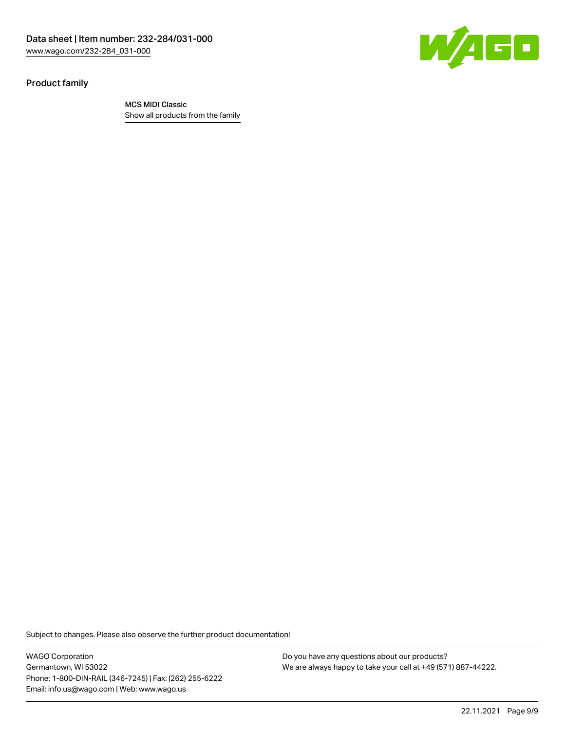## Product family

MCS MIDI Classic
Show all products from the family

Subject to changes. Please also observe the further product documentation!

WAGO Corporation
Germantown, WI 53022
Phone: 1-800-DIN-RAIL (346-7245) | Fax: (262) 255-6222
Email: info.us@wago.com | Web: www.wago.us

Do you have any questions about our products?
We are always happy to take your call at +49 (571) 887-44222.